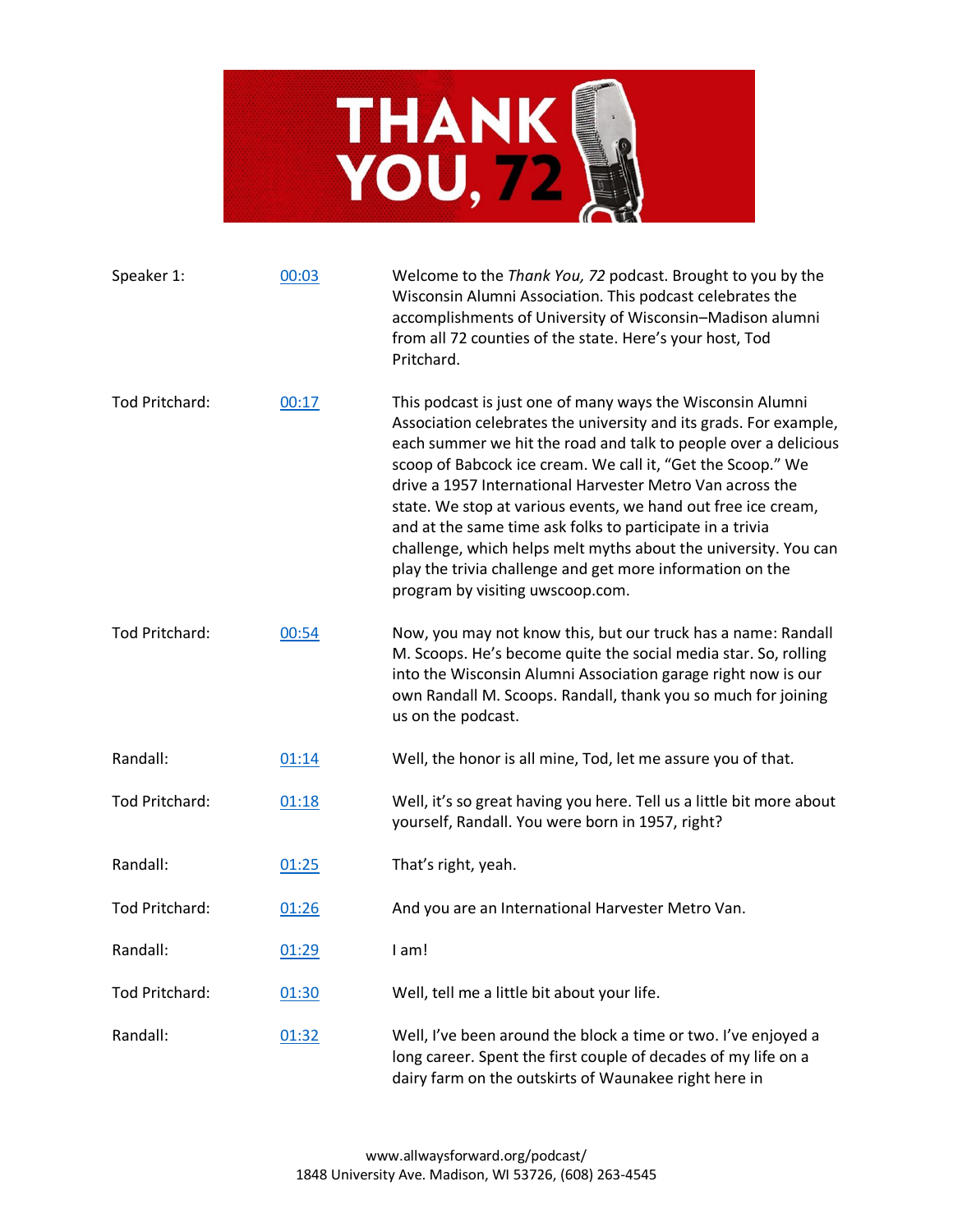# THANK YOU, 72

| Speaker | Time | Text |
| --- | --- | --- |
| Speaker 1: | 00:03 | Welcome to the *Thank You, 72* podcast. Brought to you by the Wisconsin Alumni Association. This podcast celebrates the accomplishments of University of Wisconsin–Madison alumni from all 72 counties of the state. Here's your host, Tod Pritchard. |
| Tod Pritchard: | 00:17 | This podcast is just one of many ways the Wisconsin Alumni Association celebrates the university and its grads. For example, each summer we hit the road and talk to people over a delicious scoop of Babcock ice cream. We call it, "Get the Scoop." We drive a 1957 International Harvester Metro Van across the state. We stop at various events, we hand out free ice cream, and at the same time ask folks to participate in a trivia challenge, which helps melt myths about the university. You can play the trivia challenge and get more information on the program by visiting uwscoop.com. |
| Tod Pritchard: | 00:54 | Now, you may not know this, but our truck has a name: Randall M. Scoops. He's become quite the social media star. So, rolling into the Wisconsin Alumni Association garage right now is our own Randall M. Scoops. Randall, thank you so much for joining us on the podcast. |
| Randall: | 01:14 | Well, the honor is all mine, Tod, let me assure you of that. |
| Tod Pritchard: | 01:18 | Well, it's so great having you here. Tell us a little bit more about yourself, Randall. You were born in 1957, right? |
| Randall: | 01:25 | That's right, yeah. |
| Tod Pritchard: | 01:26 | And you are an International Harvester Metro Van. |
| Randall: | 01:29 | I am! |
| Tod Pritchard: | 01:30 | Well, tell me a little bit about your life. |
| Randall: | 01:32 | Well, I've been around the block a time or two. I've enjoyed a long career. Spent the first couple of decades of my life on a dairy farm on the outskirts of Waunakee right here in |

www.allwaysforward.org/podcast/
1848 University Ave. Madison, WI 53726, (608) 263-4545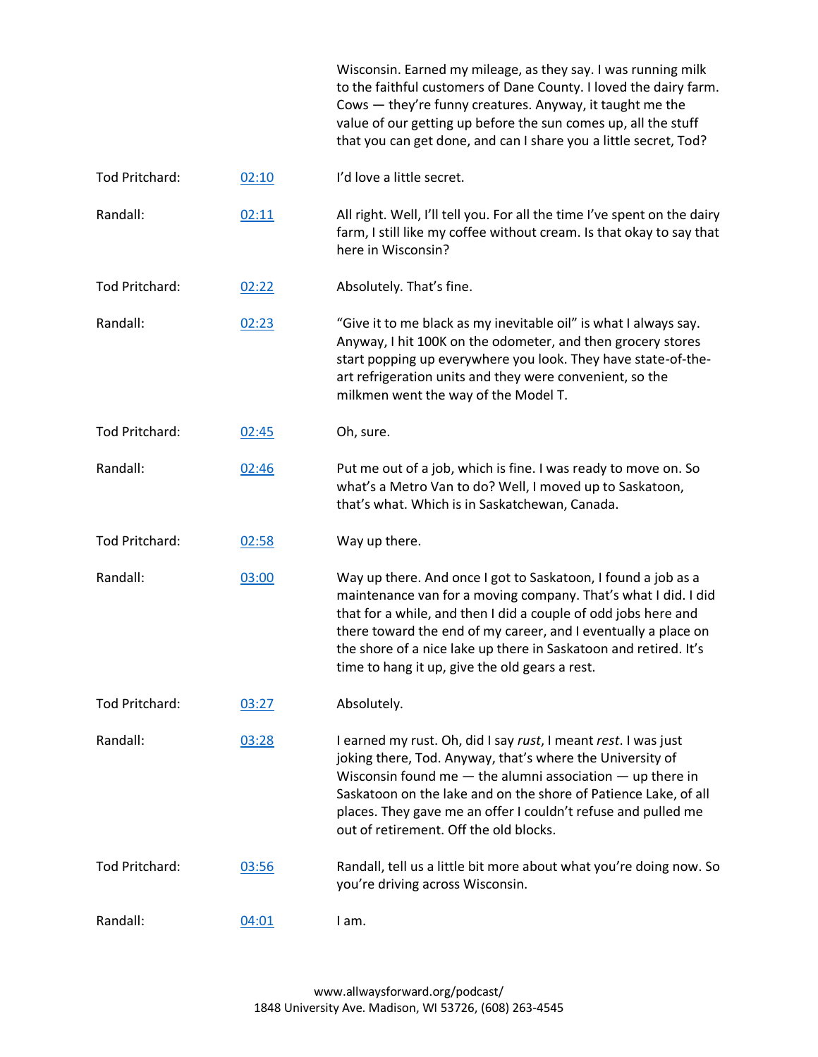| | | |
|---|---|---|
| | | Wisconsin. Earned my mileage, as they say. I was running milk to the faithful customers of Dane County. I loved the dairy farm. Cows — they're funny creatures. Anyway, it taught me the value of our getting up before the sun comes up, all the stuff that you can get done, and can I share you a little secret, Tod? |
| Tod Pritchard: | 02:10 | I'd love a little secret. |
| Randall: | 02:11 | All right. Well, I'll tell you. For all the time I've spent on the dairy farm, I still like my coffee without cream. Is that okay to say that here in Wisconsin? |
| Tod Pritchard: | 02:22 | Absolutely. That's fine. |
| Randall: | 02:23 | "Give it to me black as my inevitable oil" is what I always say. Anyway, I hit 100K on the odometer, and then grocery stores start popping up everywhere you look. They have state-of-the-art refrigeration units and they were convenient, so the milkmen went the way of the Model T. |
| Tod Pritchard: | 02:45 | Oh, sure. |
| Randall: | 02:46 | Put me out of a job, which is fine. I was ready to move on. So what's a Metro Van to do? Well, I moved up to Saskatoon, that's what. Which is in Saskatchewan, Canada. |
| Tod Pritchard: | 02:58 | Way up there. |
| Randall: | 03:00 | Way up there. And once I got to Saskatoon, I found a job as a maintenance van for a moving company. That's what I did. I did that for a while, and then I did a couple of odd jobs here and there toward the end of my career, and I eventually a place on the shore of a nice lake up there in Saskatoon and retired. It's time to hang it up, give the old gears a rest. |
| Tod Pritchard: | 03:27 | Absolutely. |
| Randall: | 03:28 | I earned my rust. Oh, did I say *rust*, I meant *rest*. I was just joking there, Tod. Anyway, that's where the University of Wisconsin found me — the alumni association — up there in Saskatoon on the lake and on the shore of Patience Lake, of all places. They gave me an offer I couldn't refuse and pulled me out of retirement. Off the old blocks. |
| Tod Pritchard: | 03:56 | Randall, tell us a little bit more about what you're doing now. So you're driving across Wisconsin. |
| Randall: | 04:01 | I am. |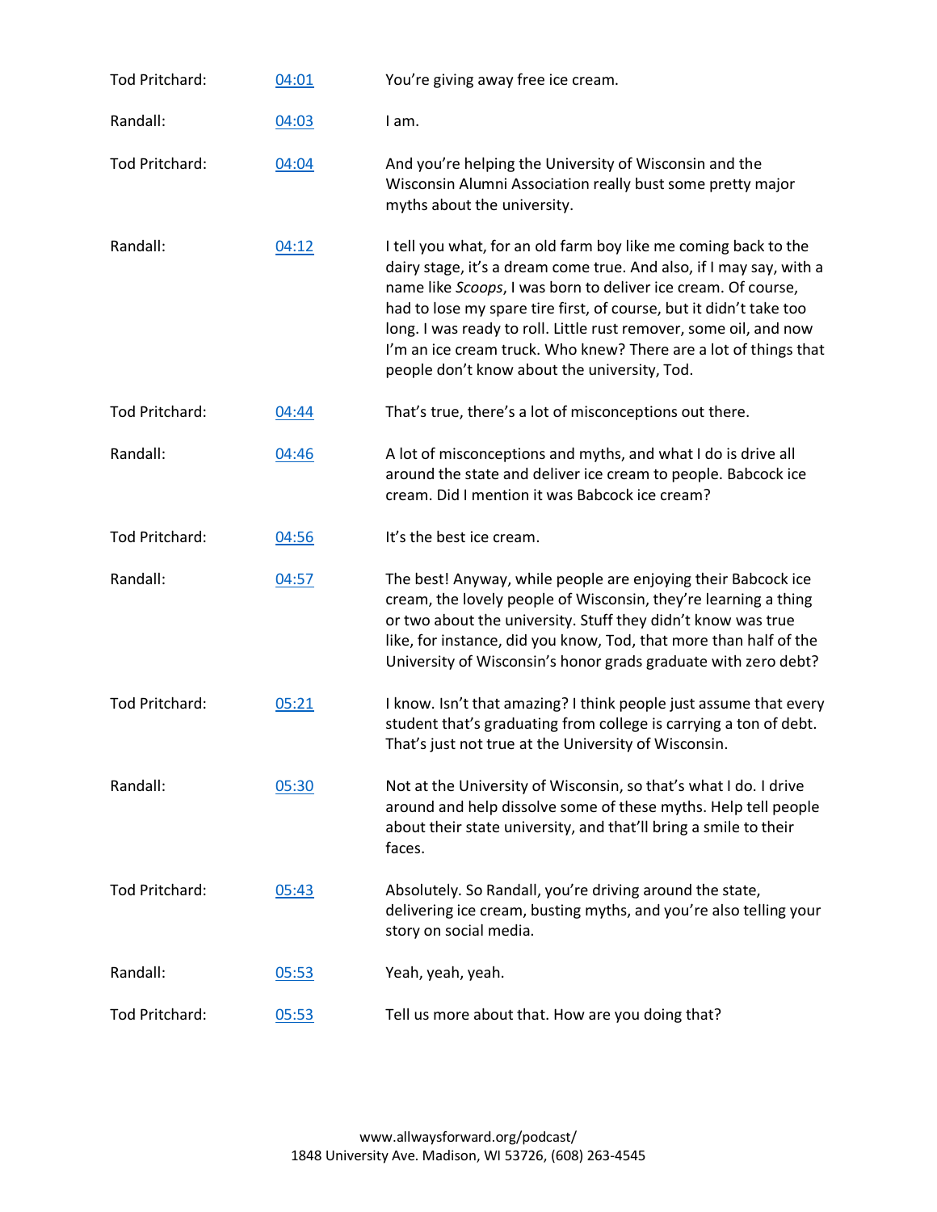| | | |
|---|---|---|
| Tod Pritchard: | [04:01] | You're giving away free ice cream. |
| Randall: | [04:03] | I am. |
| Tod Pritchard: | [04:04] | And you're helping the University of Wisconsin and the Wisconsin Alumni Association really bust some pretty major myths about the university. |
| Randall: | [04:12] | I tell you what, for an old farm boy like me coming back to the dairy stage, it's a dream come true. And also, if I may say, with a name like *Scoops*, I was born to deliver ice cream. Of course, had to lose my spare tire first, of course, but it didn't take too long. I was ready to roll. Little rust remover, some oil, and now I'm an ice cream truck. Who knew? There are a lot of things that people don't know about the university, Tod. |
| Tod Pritchard: | [04:44] | That's true, there's a lot of misconceptions out there. |
| Randall: | [04:46] | A lot of misconceptions and myths, and what I do is drive all around the state and deliver ice cream to people. Babcock ice cream. Did I mention it was Babcock ice cream? |
| Tod Pritchard: | [04:56] | It's the best ice cream. |
| Randall: | [04:57] | The best! Anyway, while people are enjoying their Babcock ice cream, the lovely people of Wisconsin, they're learning a thing or two about the university. Stuff they didn't know was true like, for instance, did you know, Tod, that more than half of the University of Wisconsin's honor grads graduate with zero debt? |
| Tod Pritchard: | [05:21] | I know. Isn't that amazing? I think people just assume that every student that's graduating from college is carrying a ton of debt. That's just not true at the University of Wisconsin. |
| Randall: | [05:30] | Not at the University of Wisconsin, so that's what I do. I drive around and help dissolve some of these myths. Help tell people about their state university, and that'll bring a smile to their faces. |
| Tod Pritchard: | [05:43] | Absolutely. So Randall, you're driving around the state, delivering ice cream, busting myths, and you're also telling your story on social media. |
| Randall: | [05:53] | Yeah, yeah, yeah. |
| Tod Pritchard: | [05:53] | Tell us more about that. How are you doing that? |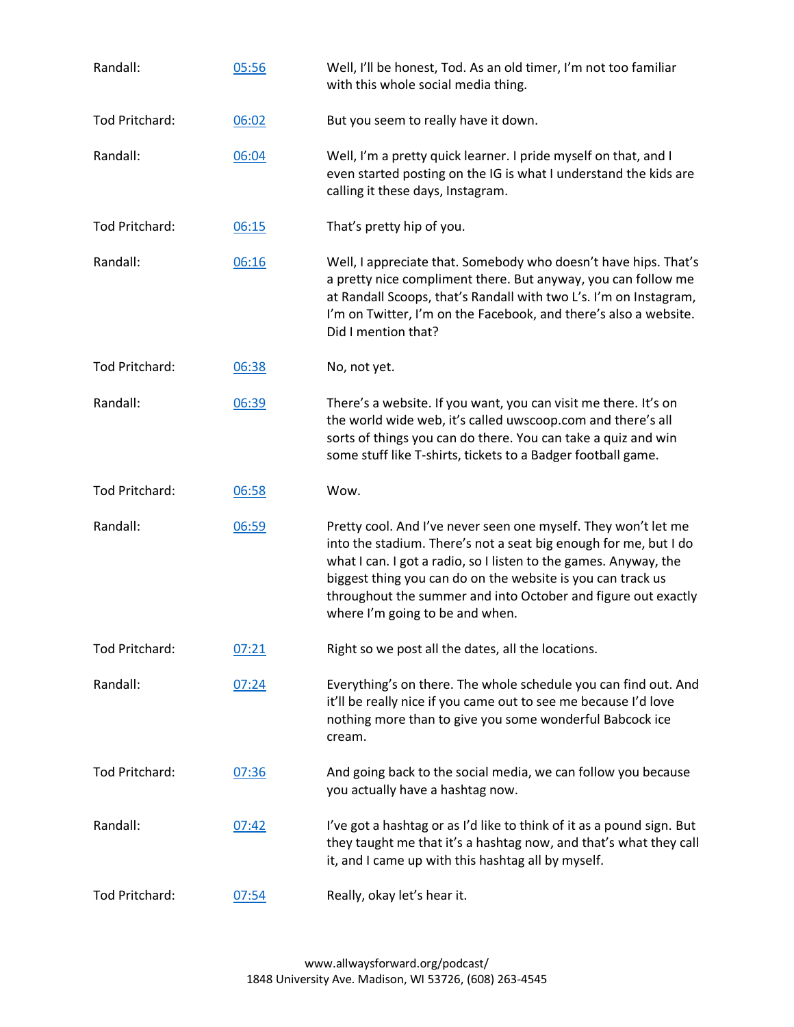| | | |
|---|---|---|
| Randall: | [05:56]() | Well, I'll be honest, Tod. As an old timer, I'm not too familiar with this whole social media thing. |
| Tod Pritchard: | [06:02]() | But you seem to really have it down. |
| Randall: | [06:04]() | Well, I'm a pretty quick learner. I pride myself on that, and I even started posting on the IG is what I understand the kids are calling it these days, Instagram. |
| Tod Pritchard: | [06:15]() | That's pretty hip of you. |
| Randall: | [06:16]() | Well, I appreciate that. Somebody who doesn't have hips. That's a pretty nice compliment there. But anyway, you can follow me at Randall Scoops, that's Randall with two L's. I'm on Instagram, I'm on Twitter, I'm on the Facebook, and there's also a website. Did I mention that? |
| Tod Pritchard: | [06:38]() | No, not yet. |
| Randall: | [06:39]() | There's a website. If you want, you can visit me there. It's on the world wide web, it's called uwscoop.com and there's all sorts of things you can do there. You can take a quiz and win some stuff like T-shirts, tickets to a Badger football game. |
| Tod Pritchard: | [06:58]() | Wow. |
| Randall: | [06:59]() | Pretty cool. And I've never seen one myself. They won't let me into the stadium. There's not a seat big enough for me, but I do what I can. I got a radio, so I listen to the games. Anyway, the biggest thing you can do on the website is you can track us throughout the summer and into October and figure out exactly where I'm going to be and when. |
| Tod Pritchard: | [07:21]() | Right so we post all the dates, all the locations. |
| Randall: | [07:24]() | Everything's on there. The whole schedule you can find out. And it'll be really nice if you came out to see me because I'd love nothing more than to give you some wonderful Babcock ice cream. |
| Tod Pritchard: | [07:36]() | And going back to the social media, we can follow you because you actually have a hashtag now. |
| Randall: | [07:42]() | I've got a hashtag or as I'd like to think of it as a pound sign. But they taught me that it's a hashtag now, and that's what they call it, and I came up with this hashtag all by myself. |
| Tod Pritchard: | [07:54]() | Really, okay let's hear it. |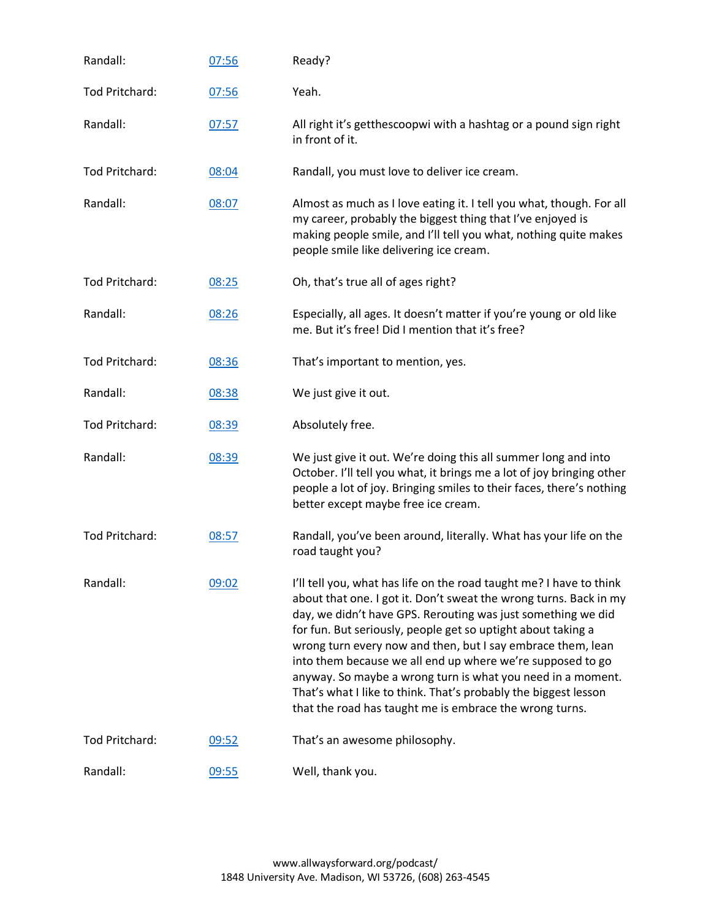| | | |
|---|---|---|
| Randall: | 07:56 | Ready? |
| Tod Pritchard: | 07:56 | Yeah. |
| Randall: | 07:57 | All right it's getthescoopwi with a hashtag or a pound sign right in front of it. |
| Tod Pritchard: | 08:04 | Randall, you must love to deliver ice cream. |
| Randall: | 08:07 | Almost as much as I love eating it. I tell you what, though. For all my career, probably the biggest thing that I've enjoyed is making people smile, and I'll tell you what, nothing quite makes people smile like delivering ice cream. |
| Tod Pritchard: | 08:25 | Oh, that's true all of ages right? |
| Randall: | 08:26 | Especially, all ages. It doesn't matter if you're young or old like me. But it's free! Did I mention that it's free? |
| Tod Pritchard: | 08:36 | That's important to mention, yes. |
| Randall: | 08:38 | We just give it out. |
| Tod Pritchard: | 08:39 | Absolutely free. |
| Randall: | 08:39 | We just give it out. We're doing this all summer long and into October. I'll tell you what, it brings me a lot of joy bringing other people a lot of joy. Bringing smiles to their faces, there's nothing better except maybe free ice cream. |
| Tod Pritchard: | 08:57 | Randall, you've been around, literally. What has your life on the road taught you? |
| Randall: | 09:02 | I'll tell you, what has life on the road taught me? I have to think about that one. I got it. Don't sweat the wrong turns. Back in my day, we didn't have GPS. Rerouting was just something we did for fun. But seriously, people get so uptight about taking a wrong turn every now and then, but I say embrace them, lean into them because we all end up where we're supposed to go anyway. So maybe a wrong turn is what you need in a moment. That's what I like to think. That's probably the biggest lesson that the road has taught me is embrace the wrong turns. |
| Tod Pritchard: | 09:52 | That's an awesome philosophy. |
| Randall: | 09:55 | Well, thank you. |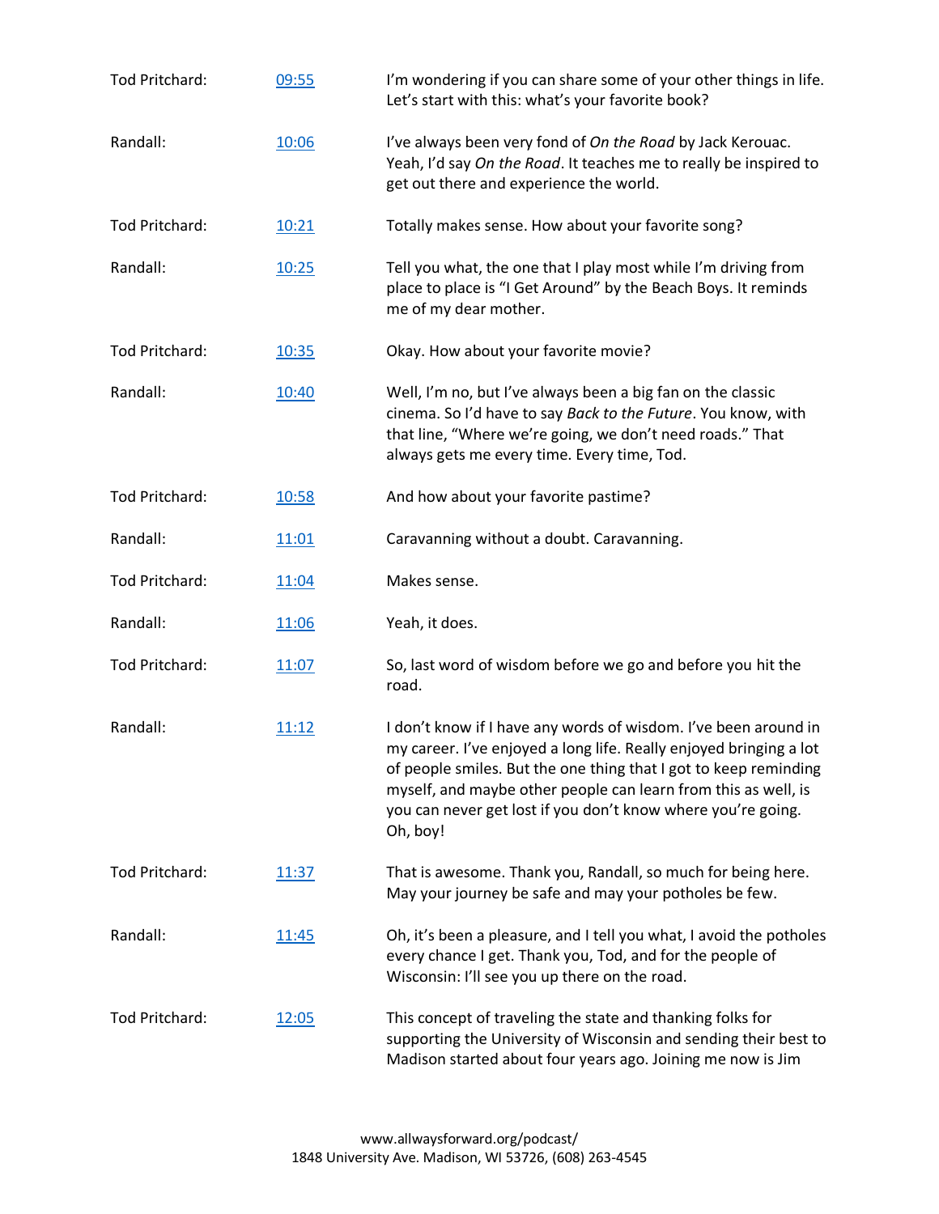| | | |
|---|---|---|
| Tod Pritchard: | [09:55]() | I'm wondering if you can share some of your other things in life. Let's start with this: what's your favorite book? |
| Randall: | [10:06]() | I've always been very fond of *On the Road* by Jack Kerouac. Yeah, I'd say *On the Road*. It teaches me to really be inspired to get out there and experience the world. |
| Tod Pritchard: | [10:21]() | Totally makes sense. How about your favorite song? |
| Randall: | [10:25]() | Tell you what, the one that I play most while I'm driving from place to place is "I Get Around" by the Beach Boys. It reminds me of my dear mother. |
| Tod Pritchard: | [10:35]() | Okay. How about your favorite movie? |
| Randall: | [10:40]() | Well, I'm no, but I've always been a big fan on the classic cinema. So I'd have to say *Back to the Future*. You know, with that line, "Where we're going, we don't need roads." That always gets me every time. Every time, Tod. |
| Tod Pritchard: | [10:58]() | And how about your favorite pastime? |
| Randall: | [11:01]() | Caravanning without a doubt. Caravanning. |
| Tod Pritchard: | [11:04]() | Makes sense. |
| Randall: | [11:06]() | Yeah, it does. |
| Tod Pritchard: | [11:07]() | So, last word of wisdom before we go and before you hit the road. |
| Randall: | [11:12]() | I don't know if I have any words of wisdom. I've been around in my career. I've enjoyed a long life. Really enjoyed bringing a lot of people smiles. But the one thing that I got to keep reminding myself, and maybe other people can learn from this as well, is you can never get lost if you don't know where you're going. Oh, boy! |
| Tod Pritchard: | [11:37]() | That is awesome. Thank you, Randall, so much for being here. May your journey be safe and may your potholes be few. |
| Randall: | [11:45]() | Oh, it's been a pleasure, and I tell you what, I avoid the potholes every chance I get. Thank you, Tod, and for the people of Wisconsin: I'll see you up there on the road. |
| Tod Pritchard: | [12:05]() | This concept of traveling the state and thanking folks for supporting the University of Wisconsin and sending their best to Madison started about four years ago. Joining me now is Jim |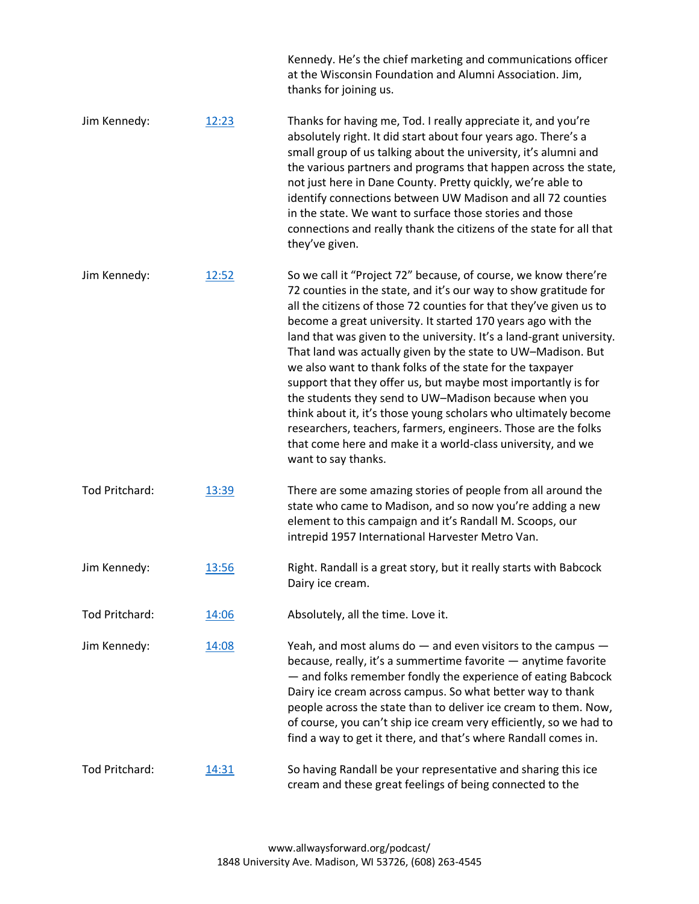| | | |
|---|---|---|
| | | Kennedy. He's the chief marketing and communications officer at the Wisconsin Foundation and Alumni Association. Jim, thanks for joining us. |
| Jim Kennedy: | [12:23]() | Thanks for having me, Tod. I really appreciate it, and you're absolutely right. It did start about four years ago. There's a small group of us talking about the university, it's alumni and the various partners and programs that happen across the state, not just here in Dane County. Pretty quickly, we're able to identify connections between UW Madison and all 72 counties in the state. We want to surface those stories and those connections and really thank the citizens of the state for all that they've given. |
| Jim Kennedy: | [12:52]() | So we call it "Project 72" because, of course, we know there're 72 counties in the state, and it's our way to show gratitude for all the citizens of those 72 counties for that they've given us to become a great university. It started 170 years ago with the land that was given to the university. It's a land-grant university. That land was actually given by the state to UW–Madison. But we also want to thank folks of the state for the taxpayer support that they offer us, but maybe most importantly is for the students they send to UW–Madison because when you think about it, it's those young scholars who ultimately become researchers, teachers, farmers, engineers. Those are the folks that come here and make it a world-class university, and we want to say thanks. |
| Tod Pritchard: | [13:39]() | There are some amazing stories of people from all around the state who came to Madison, and so now you're adding a new element to this campaign and it's Randall M. Scoops, our intrepid 1957 International Harvester Metro Van. |
| Jim Kennedy: | [13:56]() | Right. Randall is a great story, but it really starts with Babcock Dairy ice cream. |
| Tod Pritchard: | [14:06]() | Absolutely, all the time. Love it. |
| Jim Kennedy: | [14:08]() | Yeah, and most alums do — and even visitors to the campus — because, really, it's a summertime favorite — anytime favorite — and folks remember fondly the experience of eating Babcock Dairy ice cream across campus. So what better way to thank people across the state than to deliver ice cream to them. Now, of course, you can't ship ice cream very efficiently, so we had to find a way to get it there, and that's where Randall comes in. |
| Tod Pritchard: | [14:31]() | So having Randall be your representative and sharing this ice cream and these great feelings of being connected to the |

www.allwaysforward.org/podcast/
1848 University Ave. Madison, WI 53726, (608) 263-4545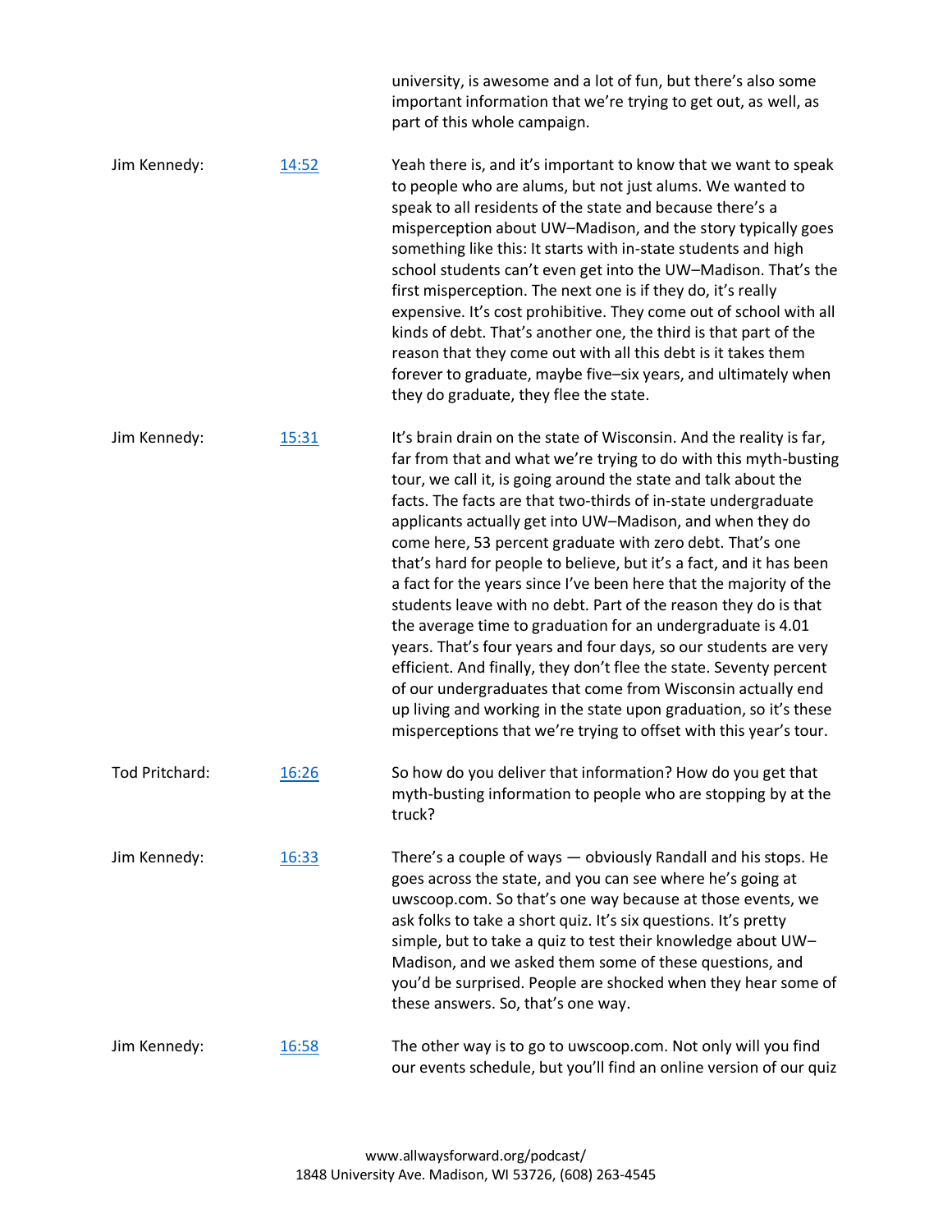university, is awesome and a lot of fun, but there's also some important information that we're trying to get out, as well, as part of this whole campaign.

| | | |
|---|---|---|
| Jim Kennedy: | [14:52]() | Yeah there is, and it's important to know that we want to speak to people who are alums, but not just alums. We wanted to speak to all residents of the state and because there's a misperception about UW–Madison, and the story typically goes something like this: It starts with in-state students and high school students can't even get into the UW–Madison. That's the first misperception. The next one is if they do, it's really expensive. It's cost prohibitive. They come out of school with all kinds of debt. That's another one, the third is that part of the reason that they come out with all this debt is it takes them forever to graduate, maybe five–six years, and ultimately when they do graduate, they flee the state. |
| Jim Kennedy: | [15:31]() | It's brain drain on the state of Wisconsin. And the reality is far, far from that and what we're trying to do with this myth-busting tour, we call it, is going around the state and talk about the facts. The facts are that two-thirds of in-state undergraduate applicants actually get into UW–Madison, and when they do come here, 53 percent graduate with zero debt. That's one that's hard for people to believe, but it's a fact, and it has been a fact for the years since I've been here that the majority of the students leave with no debt. Part of the reason they do is that the average time to graduation for an undergraduate is 4.01 years. That's four years and four days, so our students are very efficient. And finally, they don't flee the state. Seventy percent of our undergraduates that come from Wisconsin actually end up living and working in the state upon graduation, so it's these misperceptions that we're trying to offset with this year's tour. |
| Tod Pritchard: | [16:26]() | So how do you deliver that information? How do you get that myth-busting information to people who are stopping by at the truck? |
| Jim Kennedy: | [16:33]() | There's a couple of ways — obviously Randall and his stops. He goes across the state, and you can see where he's going at uwscoop.com. So that's one way because at those events, we ask folks to take a short quiz. It's six questions. It's pretty simple, but to take a quiz to test their knowledge about UW–Madison, and we asked them some of these questions, and you'd be surprised. People are shocked when they hear some of these answers. So, that's one way. |
| Jim Kennedy: | [16:58]() | The other way is to go to uwscoop.com. Not only will you find our events schedule, but you'll find an online version of our quiz |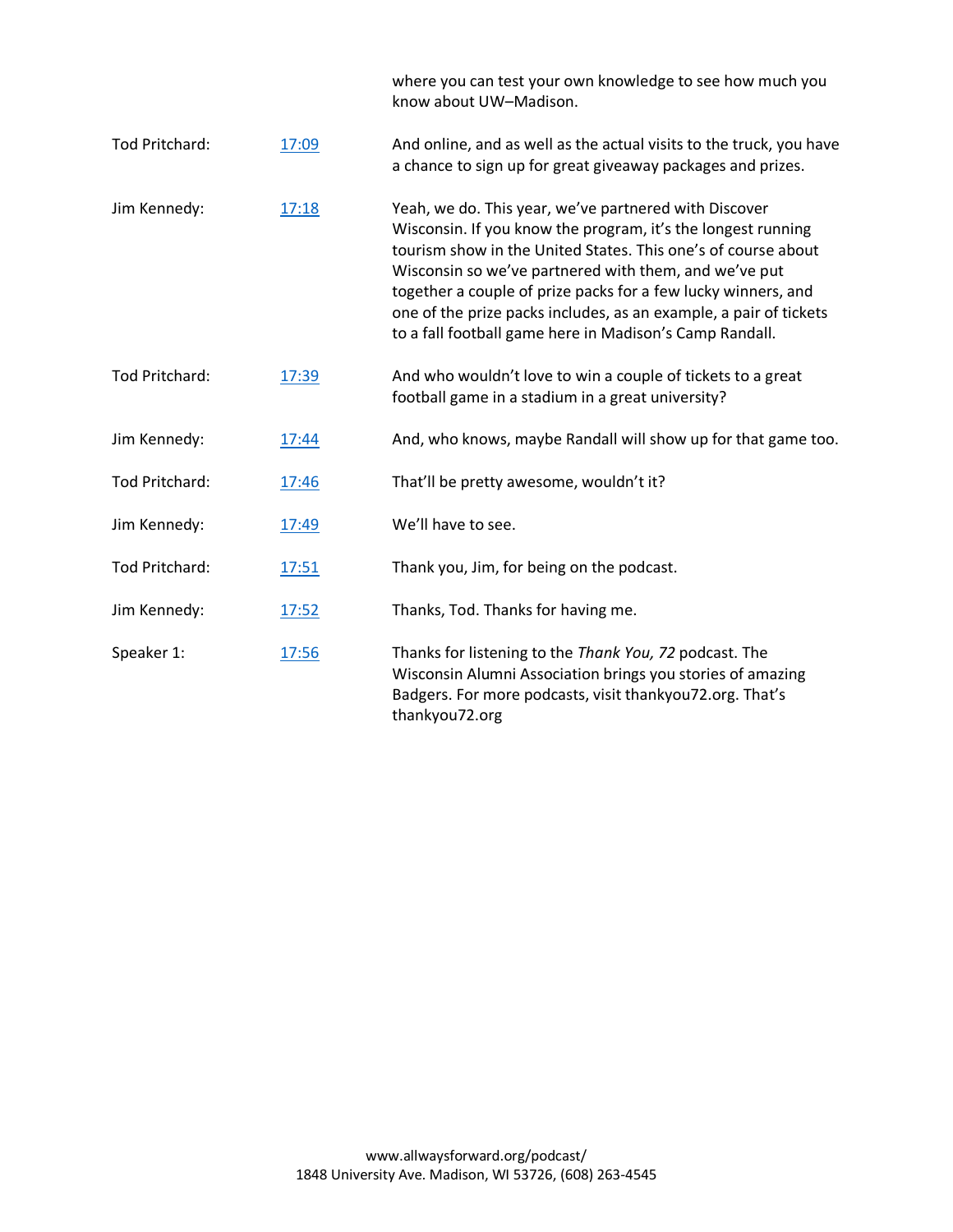where you can test your own knowledge to see how much you know about UW–Madison.

| | | |
|---|---|---|
| Tod Pritchard: | [17:09] | And online, and as well as the actual visits to the truck, you have a chance to sign up for great giveaway packages and prizes. |
| Jim Kennedy: | [17:18] | Yeah, we do. This year, we've partnered with Discover Wisconsin. If you know the program, it's the longest running tourism show in the United States. This one's of course about Wisconsin so we've partnered with them, and we've put together a couple of prize packs for a few lucky winners, and one of the prize packs includes, as an example, a pair of tickets to a fall football game here in Madison's Camp Randall. |
| Tod Pritchard: | [17:39] | And who wouldn't love to win a couple of tickets to a great football game in a stadium in a great university? |
| Jim Kennedy: | [17:44] | And, who knows, maybe Randall will show up for that game too. |
| Tod Pritchard: | [17:46] | That'll be pretty awesome, wouldn't it? |
| Jim Kennedy: | [17:49] | We'll have to see. |
| Tod Pritchard: | [17:51] | Thank you, Jim, for being on the podcast. |
| Jim Kennedy: | [17:52] | Thanks, Tod. Thanks for having me. |
| Speaker 1: | [17:56] | Thanks for listening to the *Thank You, 72* podcast. The Wisconsin Alumni Association brings you stories of amazing Badgers. For more podcasts, visit thankyou72.org. That's thankyou72.org |